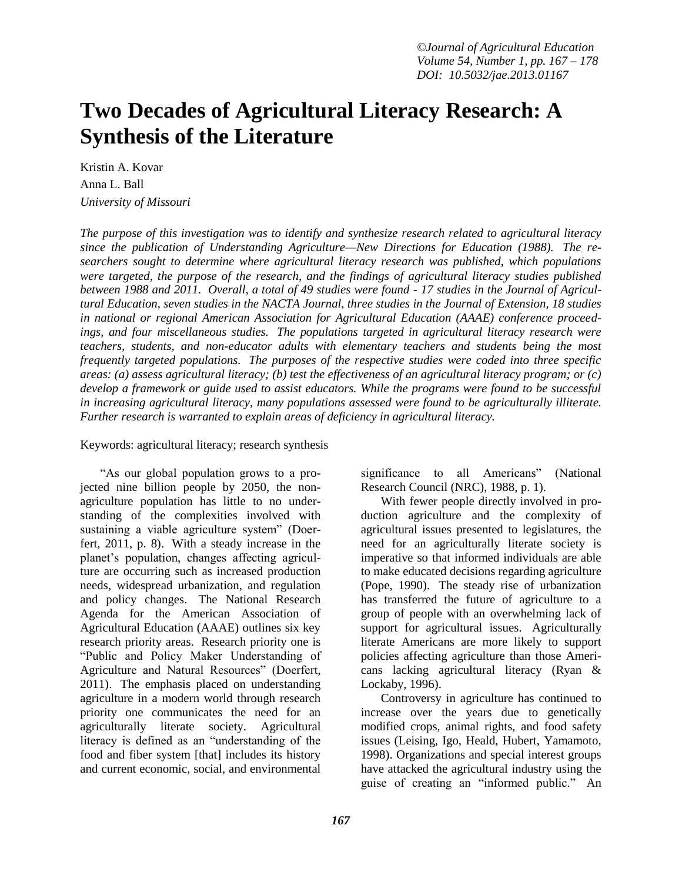# Two Decades of Agricultural Literacy Research: A Synthesis of the Literature

Kristin A. Kovar
Anna L. Ball
*University of Missouri*

*The purpose of this investigation was to identify and synthesize research related to agricultural literacy since the publication of Understanding Agriculture—New Directions for Education (1988). The researchers sought to determine where agricultural literacy research was published, which populations were targeted, the purpose of the research, and the findings of agricultural literacy studies published between 1988 and 2011. Overall, a total of 49 studies were found - 17 studies in the Journal of Agricultural Education, seven studies in the NACTA Journal, three studies in the Journal of Extension, 18 studies in national or regional American Association for Agricultural Education (AAAE) conference proceedings, and four miscellaneous studies. The populations targeted in agricultural literacy research were teachers, students, and non-educator adults with elementary teachers and students being the most frequently targeted populations. The purposes of the respective studies were coded into three specific areas: (a) assess agricultural literacy; (b) test the effectiveness of an agricultural literacy program; or (c) develop a framework or guide used to assist educators. While the programs were found to be successful in increasing agricultural literacy, many populations assessed were found to be agriculturally illiterate. Further research is warranted to explain areas of deficiency in agricultural literacy.*

Keywords: agricultural literacy; research synthesis

"As our global population grows to a projected nine billion people by 2050, the non-agriculture population has little to no understanding of the complexities involved with sustaining a viable agriculture system" (Doerfert, 2011, p. 8). With a steady increase in the planet's population, changes affecting agriculture are occurring such as increased production needs, widespread urbanization, and regulation and policy changes. The National Research Agenda for the American Association of Agricultural Education (AAAE) outlines six key research priority areas. Research priority one is "Public and Policy Maker Understanding of Agriculture and Natural Resources" (Doerfert, 2011). The emphasis placed on understanding agriculture in a modern world through research priority one communicates the need for an agriculturally literate society. Agricultural literacy is defined as an "understanding of the food and fiber system [that] includes its history and current economic, social, and environmental significance to all Americans" (National Research Council (NRC), 1988, p. 1).

With fewer people directly involved in production agriculture and the complexity of agricultural issues presented to legislatures, the need for an agriculturally literate society is imperative so that informed individuals are able to make educated decisions regarding agriculture (Pope, 1990). The steady rise of urbanization has transferred the future of agriculture to a group of people with an overwhelming lack of support for agricultural issues. Agriculturally literate Americans are more likely to support policies affecting agriculture than those Americans lacking agricultural literacy (Ryan & Lockaby, 1996).

Controversy in agriculture has continued to increase over the years due to genetically modified crops, animal rights, and food safety issues (Leising, Igo, Heald, Hubert, Yamamoto, 1998). Organizations and special interest groups have attacked the agricultural industry using the guise of creating an "informed public." An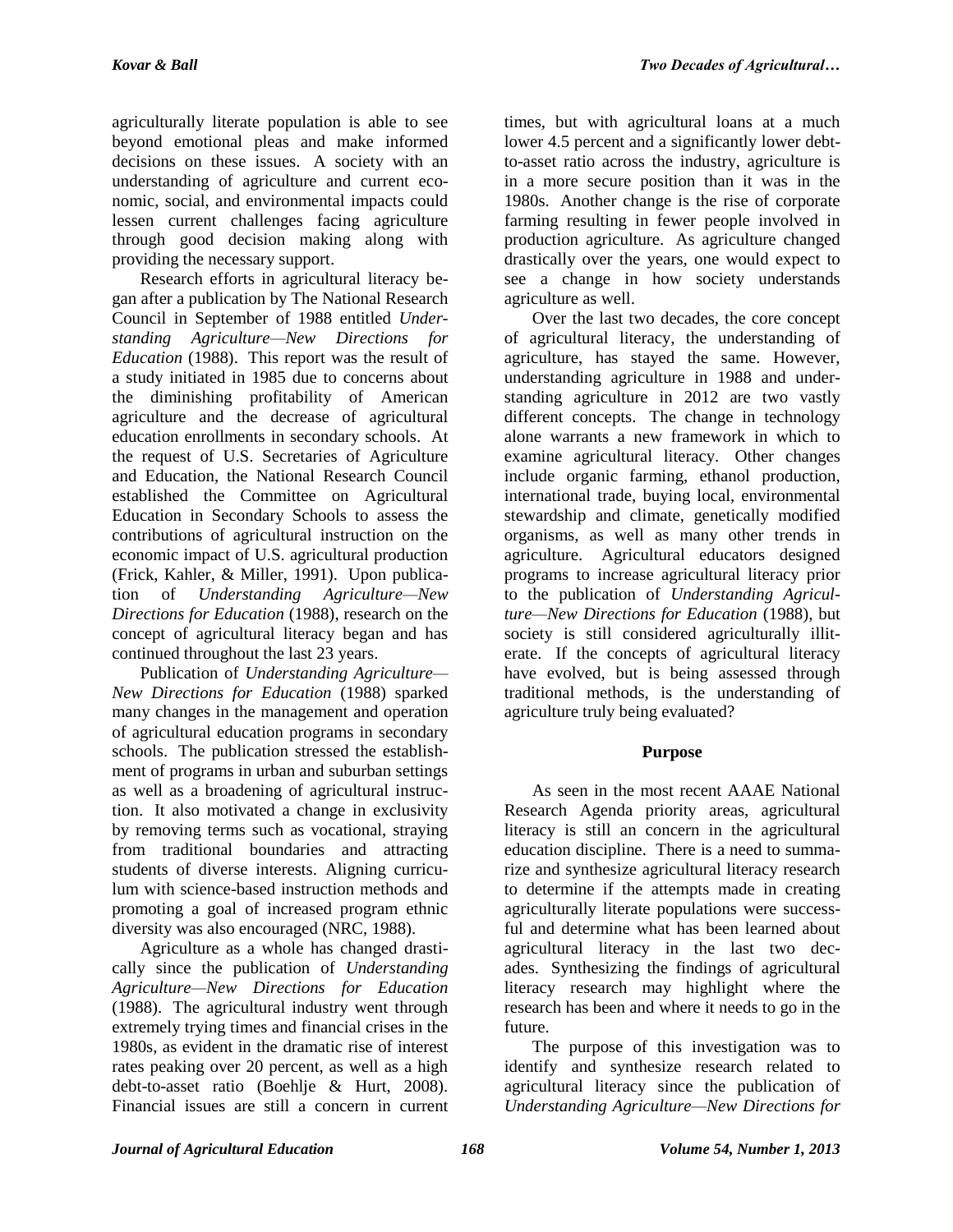agriculturally literate population is able to see beyond emotional pleas and make informed decisions on these issues. A society with an understanding of agriculture and current economic, social, and environmental impacts could lessen current challenges facing agriculture through good decision making along with providing the necessary support.

Research efforts in agricultural literacy began after a publication by The National Research Council in September of 1988 entitled *Understanding Agriculture—New Directions for Education* (1988). This report was the result of a study initiated in 1985 due to concerns about the diminishing profitability of American agriculture and the decrease of agricultural education enrollments in secondary schools. At the request of U.S. Secretaries of Agriculture and Education, the National Research Council established the Committee on Agricultural Education in Secondary Schools to assess the contributions of agricultural instruction on the economic impact of U.S. agricultural production (Frick, Kahler, & Miller, 1991). Upon publication of *Understanding Agriculture—New Directions for Education* (1988), research on the concept of agricultural literacy began and has continued throughout the last 23 years.

Publication of *Understanding Agriculture—New Directions for Education* (1988) sparked many changes in the management and operation of agricultural education programs in secondary schools. The publication stressed the establishment of programs in urban and suburban settings as well as a broadening of agricultural instruction. It also motivated a change in exclusivity by removing terms such as vocational, straying from traditional boundaries and attracting students of diverse interests. Aligning curriculum with science-based instruction methods and promoting a goal of increased program ethnic diversity was also encouraged (NRC, 1988).

Agriculture as a whole has changed drastically since the publication of *Understanding Agriculture—New Directions for Education* (1988). The agricultural industry went through extremely trying times and financial crises in the 1980s, as evident in the dramatic rise of interest rates peaking over 20 percent, as well as a high debt-to-asset ratio (Boehlje & Hurt, 2008). Financial issues are still a concern in current times, but with agricultural loans at a much lower 4.5 percent and a significantly lower debt-to-asset ratio across the industry, agriculture is in a more secure position than it was in the 1980s. Another change is the rise of corporate farming resulting in fewer people involved in production agriculture. As agriculture changed drastically over the years, one would expect to see a change in how society understands agriculture as well.

Over the last two decades, the core concept of agricultural literacy, the understanding of agriculture, has stayed the same. However, understanding agriculture in 1988 and understanding agriculture in 2012 are two vastly different concepts. The change in technology alone warrants a new framework in which to examine agricultural literacy. Other changes include organic farming, ethanol production, international trade, buying local, environmental stewardship and climate, genetically modified organisms, as well as many other trends in agriculture. Agricultural educators designed programs to increase agricultural literacy prior to the publication of *Understanding Agriculture—New Directions for Education* (1988), but society is still considered agriculturally illiterate. If the concepts of agricultural literacy have evolved, but is being assessed through traditional methods, is the understanding of agriculture truly being evaluated?

## Purpose

As seen in the most recent AAAE National Research Agenda priority areas, agricultural literacy is still an concern in the agricultural education discipline. There is a need to summarize and synthesize agricultural literacy research to determine if the attempts made in creating agriculturally literate populations were successful and determine what has been learned about agricultural literacy in the last two decades. Synthesizing the findings of agricultural literacy research may highlight where the research has been and where it needs to go in the future.

The purpose of this investigation was to identify and synthesize research related to agricultural literacy since the publication of *Understanding Agriculture—New Directions for*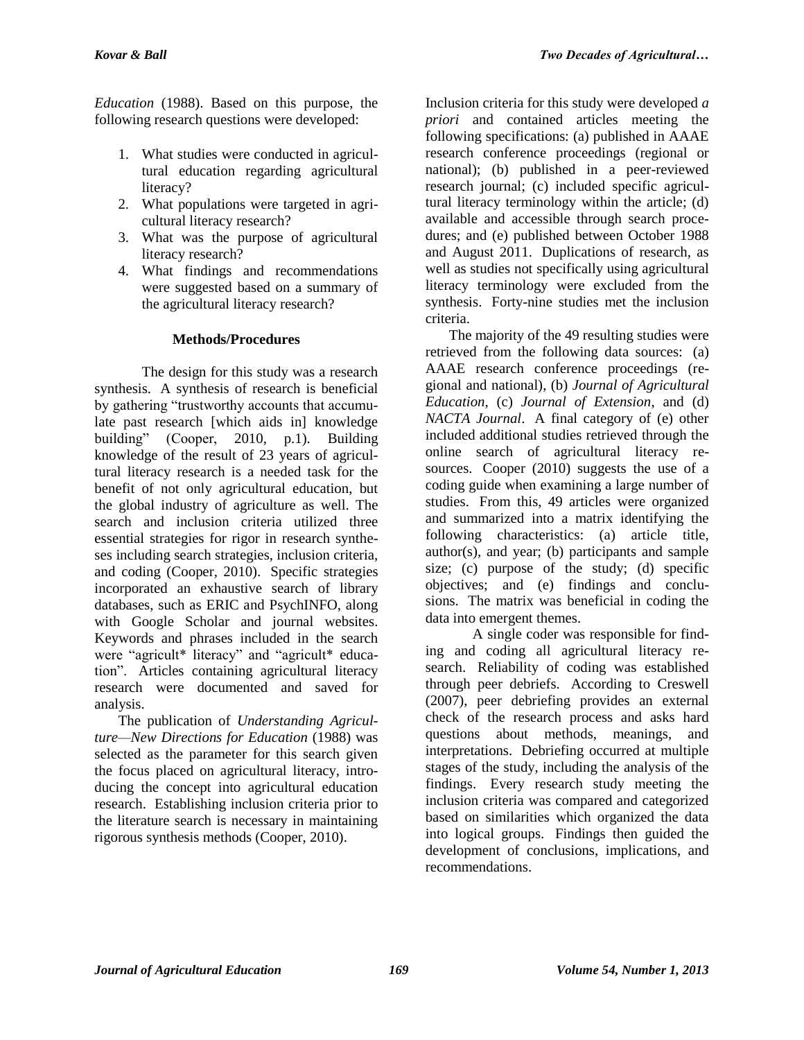*Education* (1988). Based on this purpose, the following research questions were developed:

1. What studies were conducted in agricultural education regarding agricultural literacy?
2. What populations were targeted in agricultural literacy research?
3. What was the purpose of agricultural literacy research?
4. What findings and recommendations were suggested based on a summary of the agricultural literacy research?

## Methods/Procedures

The design for this study was a research synthesis. A synthesis of research is beneficial by gathering "trustworthy accounts that accumulate past research [which aids in] knowledge building" (Cooper, 2010, p.1). Building knowledge of the result of 23 years of agricultural literacy research is a needed task for the benefit of not only agricultural education, but the global industry of agriculture as well. The search and inclusion criteria utilized three essential strategies for rigor in research syntheses including search strategies, inclusion criteria, and coding (Cooper, 2010). Specific strategies incorporated an exhaustive search of library databases, such as ERIC and PsychINFO, along with Google Scholar and journal websites. Keywords and phrases included in the search were "agricult* literacy" and "agricult* education". Articles containing agricultural literacy research were documented and saved for analysis.

The publication of *Understanding Agriculture—New Directions for Education* (1988) was selected as the parameter for this search given the focus placed on agricultural literacy, introducing the concept into agricultural education research. Establishing inclusion criteria prior to the literature search is necessary in maintaining rigorous synthesis methods (Cooper, 2010).

Inclusion criteria for this study were developed *a priori* and contained articles meeting the following specifications: (a) published in AAAE research conference proceedings (regional or national); (b) published in a peer-reviewed research journal; (c) included specific agricultural literacy terminology within the article; (d) available and accessible through search procedures; and (e) published between October 1988 and August 2011. Duplications of research, as well as studies not specifically using agricultural literacy terminology were excluded from the synthesis. Forty-nine studies met the inclusion criteria.

The majority of the 49 resulting studies were retrieved from the following data sources: (a) AAAE research conference proceedings (regional and national), (b) *Journal of Agricultural Education*, (c) *Journal of Extension*, and (d) *NACTA Journal*. A final category of (e) other included additional studies retrieved through the online search of agricultural literacy resources. Cooper (2010) suggests the use of a coding guide when examining a large number of studies. From this, 49 articles were organized and summarized into a matrix identifying the following characteristics: (a) article title, author(s), and year; (b) participants and sample size; (c) purpose of the study; (d) specific objectives; and (e) findings and conclusions. The matrix was beneficial in coding the data into emergent themes.

A single coder was responsible for finding and coding all agricultural literacy research. Reliability of coding was established through peer debriefs. According to Creswell (2007), peer debriefing provides an external check of the research process and asks hard questions about methods, meanings, and interpretations. Debriefing occurred at multiple stages of the study, including the analysis of the findings. Every research study meeting the inclusion criteria was compared and categorized based on similarities which organized the data into logical groups. Findings then guided the development of conclusions, implications, and recommendations.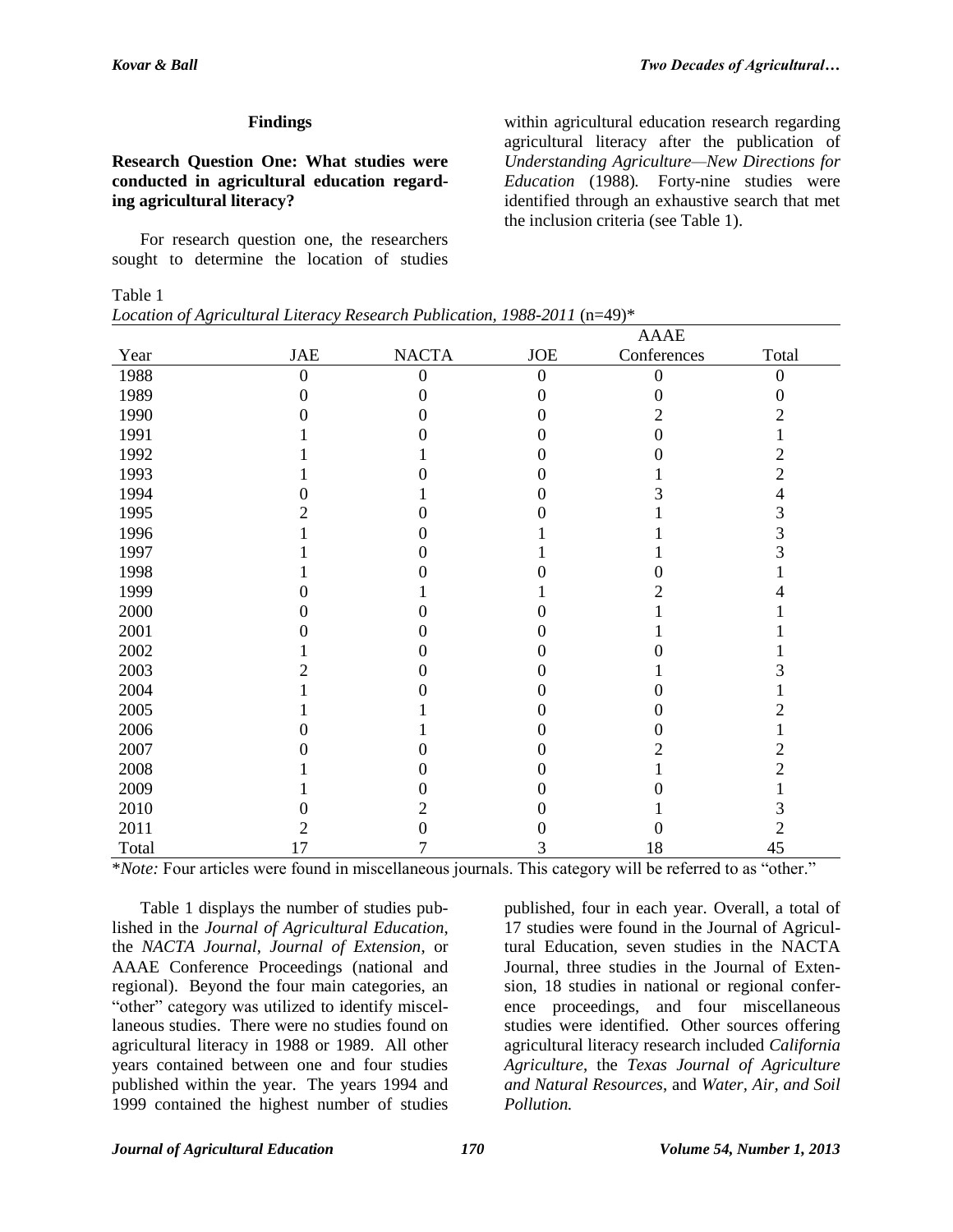## Findings

**Research Question One: What studies were conducted in agricultural education regarding agricultural literacy?**

For research question one, the researchers sought to determine the location of studies within agricultural education research regarding agricultural literacy after the publication of *Understanding Agriculture—New Directions for Education* (1988). Forty-nine studies were identified through an exhaustive search that met the inclusion criteria (see Table 1).

Table 1
*Location of Agricultural Literacy Research Publication, 1988-2011* (n=49)*

| Year | JAE | NACTA | JOE | AAAE Conferences | Total |
|---|---|---|---|---|---|
| 1988 | 0 | 0 | 0 | 0 | 0 |
| 1989 | 0 | 0 | 0 | 0 | 0 |
| 1990 | 0 | 0 | 0 | 2 | 2 |
| 1991 | 1 | 0 | 0 | 0 | 1 |
| 1992 | 1 | 1 | 0 | 0 | 2 |
| 1993 | 1 | 0 | 0 | 1 | 2 |
| 1994 | 0 | 1 | 0 | 3 | 4 |
| 1995 | 2 | 0 | 0 | 1 | 3 |
| 1996 | 1 | 0 | 1 | 1 | 3 |
| 1997 | 1 | 0 | 1 | 1 | 3 |
| 1998 | 1 | 0 | 0 | 0 | 1 |
| 1999 | 0 | 1 | 1 | 2 | 4 |
| 2000 | 0 | 0 | 0 | 1 | 1 |
| 2001 | 0 | 0 | 0 | 1 | 1 |
| 2002 | 1 | 0 | 0 | 0 | 1 |
| 2003 | 2 | 0 | 0 | 1 | 3 |
| 2004 | 1 | 0 | 0 | 0 | 1 |
| 2005 | 1 | 1 | 0 | 0 | 2 |
| 2006 | 0 | 1 | 0 | 0 | 1 |
| 2007 | 0 | 0 | 0 | 2 | 2 |
| 2008 | 1 | 0 | 0 | 1 | 2 |
| 2009 | 1 | 0 | 0 | 0 | 1 |
| 2010 | 0 | 2 | 0 | 1 | 3 |
| 2011 | 2 | 0 | 0 | 0 | 2 |
| Total | 17 | 7 | 3 | 18 | 45 |

**Note:* Four articles were found in miscellaneous journals. This category will be referred to as "other."

Table 1 displays the number of studies published in the *Journal of Agricultural Education*, the *NACTA Journal*, *Journal of Extension*, or AAAE Conference Proceedings (national and regional). Beyond the four main categories, an "other" category was utilized to identify miscellaneous studies. There were no studies found on agricultural literacy in 1988 or 1989. All other years contained between one and four studies published within the year. The years 1994 and 1999 contained the highest number of studies published, four in each year. Overall, a total of 17 studies were found in the Journal of Agricultural Education, seven studies in the NACTA Journal, three studies in the Journal of Extension, 18 studies in national or regional conference proceedings, and four miscellaneous studies were identified. Other sources offering agricultural literacy research included *California Agriculture*, the *Texas Journal of Agriculture and Natural Resources*, and *Water, Air, and Soil Pollution.*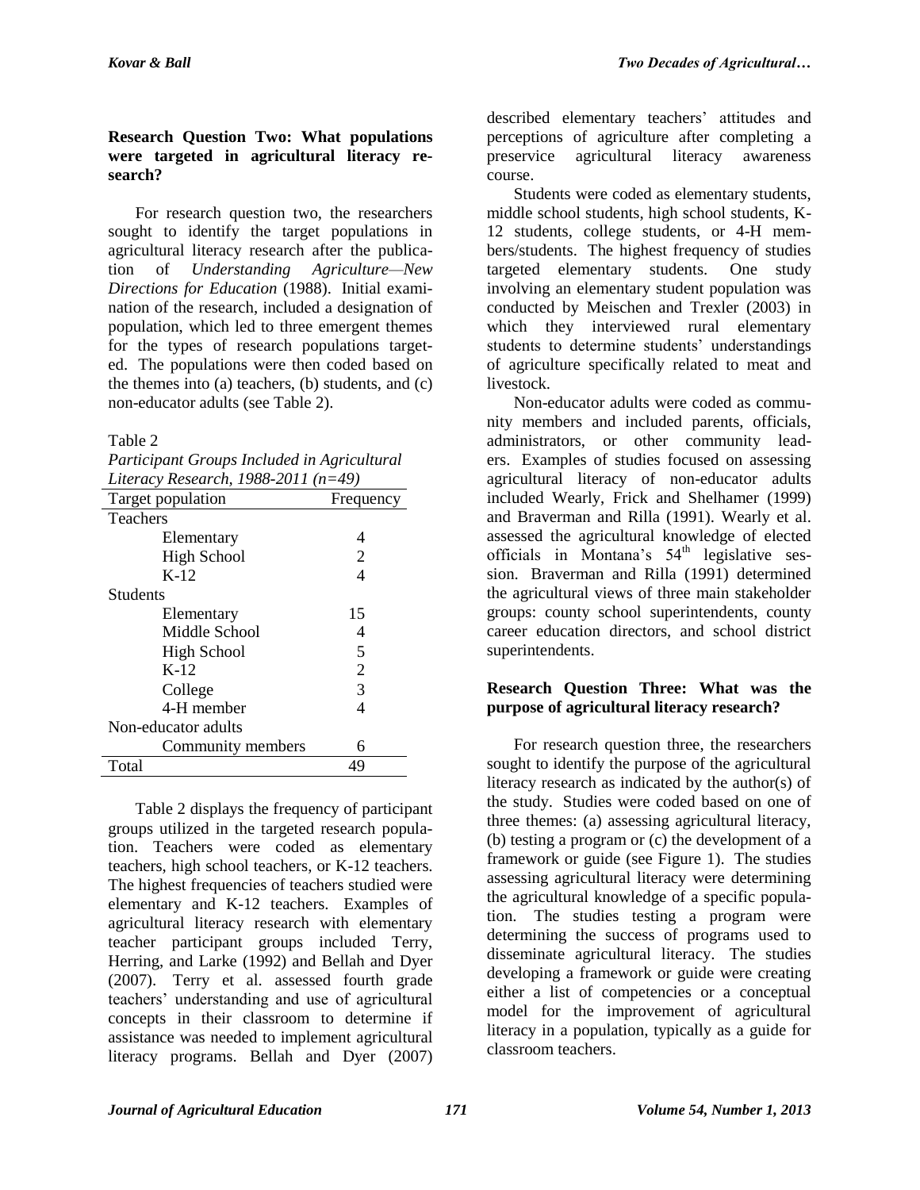**Research Question Two: What populations were targeted in agricultural literacy research?**

For research question two, the researchers sought to identify the target populations in agricultural literacy research after the publication of *Understanding Agriculture—New Directions for Education* (1988). Initial examination of the research, included a designation of population, which led to three emergent themes for the types of research populations targeted. The populations were then coded based on the themes into (a) teachers, (b) students, and (c) non-educator adults (see Table 2).

Table 2
*Participant Groups Included in Agricultural Literacy Research, 1988-2011 (n=49)*

| Target population | Frequency |
|---|---|
| Teachers | |
| Elementary | 4 |
| High School | 2 |
| K-12 | 4 |
| Students | |
| Elementary | 15 |
| Middle School | 4 |
| High School | 5 |
| K-12 | 2 |
| College | 3 |
| 4-H member | 4 |
| Non-educator adults | |
| Community members | 6 |
| Total | 49 |

Table 2 displays the frequency of participant groups utilized in the targeted research population. Teachers were coded as elementary teachers, high school teachers, or K-12 teachers. The highest frequencies of teachers studied were elementary and K-12 teachers. Examples of agricultural literacy research with elementary teacher participant groups included Terry, Herring, and Larke (1992) and Bellah and Dyer (2007). Terry et al. assessed fourth grade teachers' understanding and use of agricultural concepts in their classroom to determine if assistance was needed to implement agricultural literacy programs. Bellah and Dyer (2007) described elementary teachers' attitudes and perceptions of agriculture after completing a preservice agricultural literacy awareness course.

Students were coded as elementary students, middle school students, high school students, K-12 students, college students, or 4-H members/students. The highest frequency of studies targeted elementary students. One study involving an elementary student population was conducted by Meischen and Trexler (2003) in which they interviewed rural elementary students to determine students' understandings of agriculture specifically related to meat and livestock.

Non-educator adults were coded as community members and included parents, officials, administrators, or other community leaders. Examples of studies focused on assessing agricultural literacy of non-educator adults included Wearly, Frick and Shelhamer (1999) and Braverman and Rilla (1991). Wearly et al. assessed the agricultural knowledge of elected officials in Montana's 54th legislative session. Braverman and Rilla (1991) determined the agricultural views of three main stakeholder groups: county school superintendents, county career education directors, and school district superintendents.

**Research Question Three: What was the purpose of agricultural literacy research?**

For research question three, the researchers sought to identify the purpose of the agricultural literacy research as indicated by the author(s) of the study. Studies were coded based on one of three themes: (a) assessing agricultural literacy, (b) testing a program or (c) the development of a framework or guide (see Figure 1). The studies assessing agricultural literacy were determining the agricultural knowledge of a specific population. The studies testing a program were determining the success of programs used to disseminate agricultural literacy. The studies developing a framework or guide were creating either a list of competencies or a conceptual model for the improvement of agricultural literacy in a population, typically as a guide for classroom teachers.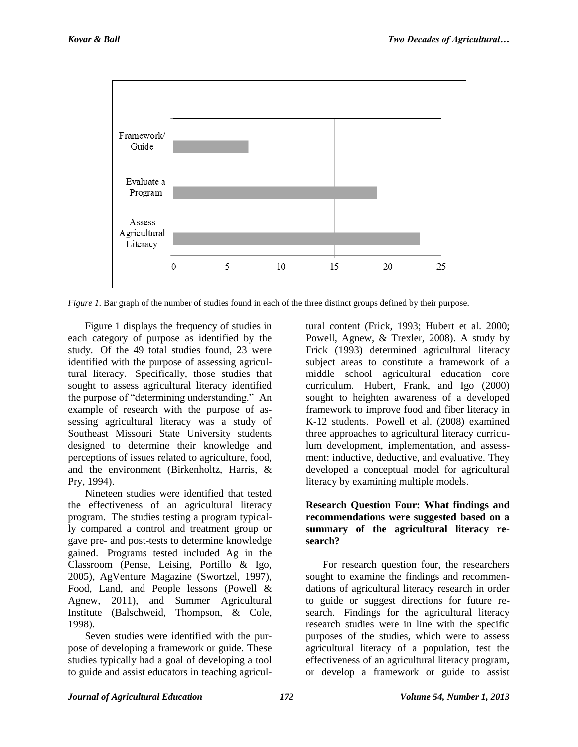*Figure 1.* Bar graph of the number of studies found in each of the three distinct groups defined by their purpose.

Figure 1 displays the frequency of studies in each category of purpose as identified by the study. Of the 49 total studies found, 23 were identified with the purpose of assessing agricultural literacy. Specifically, those studies that sought to assess agricultural literacy identified the purpose of "determining understanding." An example of research with the purpose of assessing agricultural literacy was a study of Southeast Missouri State University students designed to determine their knowledge and perceptions of issues related to agriculture, food, and the environment (Birkenholtz, Harris, & Pry, 1994).

Nineteen studies were identified that tested the effectiveness of an agricultural literacy program. The studies testing a program typically compared a control and treatment group or gave pre- and post-tests to determine knowledge gained. Programs tested included Ag in the Classroom (Pense, Leising, Portillo & Igo, 2005), AgVenture Magazine (Swortzel, 1997), Food, Land, and People lessons (Powell & Agnew, 2011), and Summer Agricultural Institute (Balschweid, Thompson, & Cole, 1998).

Seven studies were identified with the purpose of developing a framework or guide. These studies typically had a goal of developing a tool to guide and assist educators in teaching agricultural content (Frick, 1993; Hubert et al. 2000; Powell, Agnew, & Trexler, 2008). A study by Frick (1993) determined agricultural literacy subject areas to constitute a framework of a middle school agricultural education core curriculum. Hubert, Frank, and Igo (2000) sought to heighten awareness of a developed framework to improve food and fiber literacy in K-12 students. Powell et al. (2008) examined three approaches to agricultural literacy curriculum development, implementation, and assessment: inductive, deductive, and evaluative. They developed a conceptual model for agricultural literacy by examining multiple models.

**Research Question Four: What findings and recommendations were suggested based on a summary of the agricultural literacy research?**

For research question four, the researchers sought to examine the findings and recommendations of agricultural literacy research in order to guide or suggest directions for future research. Findings for the agricultural literacy research studies were in line with the specific purposes of the studies, which were to assess agricultural literacy of a population, test the effectiveness of an agricultural literacy program, or develop a framework or guide to assist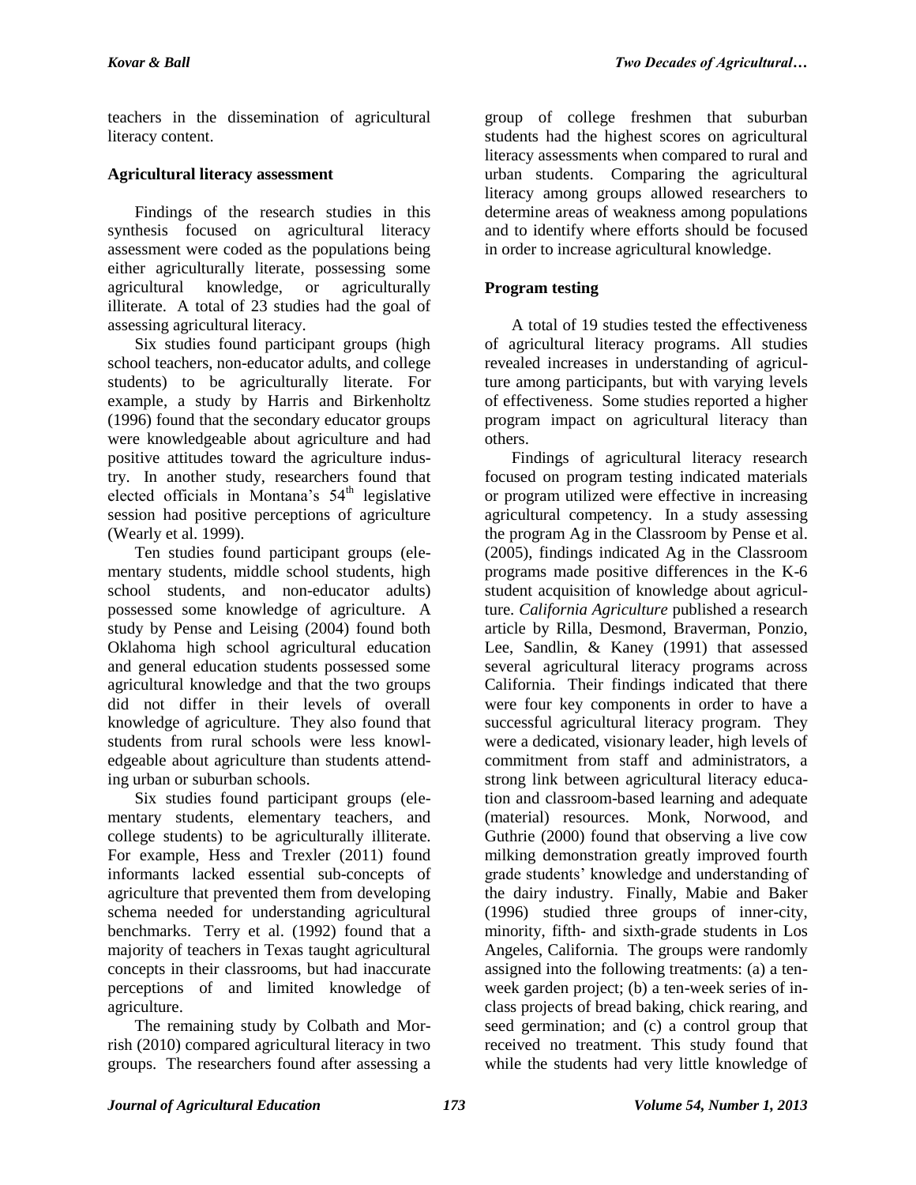teachers in the dissemination of agricultural literacy content.

**Agricultural literacy assessment**

Findings of the research studies in this synthesis focused on agricultural literacy assessment were coded as the populations being either agriculturally literate, possessing some agricultural knowledge, or agriculturally illiterate. A total of 23 studies had the goal of assessing agricultural literacy.

Six studies found participant groups (high school teachers, non-educator adults, and college students) to be agriculturally literate. For example, a study by Harris and Birkenholtz (1996) found that the secondary educator groups were knowledgeable about agriculture and had positive attitudes toward the agriculture industry. In another study, researchers found that elected officials in Montana's 54th legislative session had positive perceptions of agriculture (Wearly et al. 1999).

Ten studies found participant groups (elementary students, middle school students, high school students, and non-educator adults) possessed some knowledge of agriculture. A study by Pense and Leising (2004) found both Oklahoma high school agricultural education and general education students possessed some agricultural knowledge and that the two groups did not differ in their levels of overall knowledge of agriculture. They also found that students from rural schools were less knowledgeable about agriculture than students attending urban or suburban schools.

Six studies found participant groups (elementary students, elementary teachers, and college students) to be agriculturally illiterate. For example, Hess and Trexler (2011) found informants lacked essential sub-concepts of agriculture that prevented them from developing schema needed for understanding agricultural benchmarks. Terry et al. (1992) found that a majority of teachers in Texas taught agricultural concepts in their classrooms, but had inaccurate perceptions of and limited knowledge of agriculture.

The remaining study by Colbath and Morrish (2010) compared agricultural literacy in two groups. The researchers found after assessing a group of college freshmen that suburban students had the highest scores on agricultural literacy assessments when compared to rural and urban students. Comparing the agricultural literacy among groups allowed researchers to determine areas of weakness among populations and to identify where efforts should be focused in order to increase agricultural knowledge.

**Program testing**

A total of 19 studies tested the effectiveness of agricultural literacy programs. All studies revealed increases in understanding of agriculture among participants, but with varying levels of effectiveness. Some studies reported a higher program impact on agricultural literacy than others.

Findings of agricultural literacy research focused on program testing indicated materials or program utilized were effective in increasing agricultural competency. In a study assessing the program Ag in the Classroom by Pense et al. (2005), findings indicated Ag in the Classroom programs made positive differences in the K-6 student acquisition of knowledge about agriculture. *California Agriculture* published a research article by Rilla, Desmond, Braverman, Ponzio, Lee, Sandlin, & Kaney (1991) that assessed several agricultural literacy programs across California. Their findings indicated that there were four key components in order to have a successful agricultural literacy program. They were a dedicated, visionary leader, high levels of commitment from staff and administrators, a strong link between agricultural literacy education and classroom-based learning and adequate (material) resources. Monk, Norwood, and Guthrie (2000) found that observing a live cow milking demonstration greatly improved fourth grade students' knowledge and understanding of the dairy industry. Finally, Mabie and Baker (1996) studied three groups of inner-city, minority, fifth- and sixth-grade students in Los Angeles, California. The groups were randomly assigned into the following treatments: (a) a ten-week garden project; (b) a ten-week series of in-class projects of bread baking, chick rearing, and seed germination; and (c) a control group that received no treatment. This study found that while the students had very little knowledge of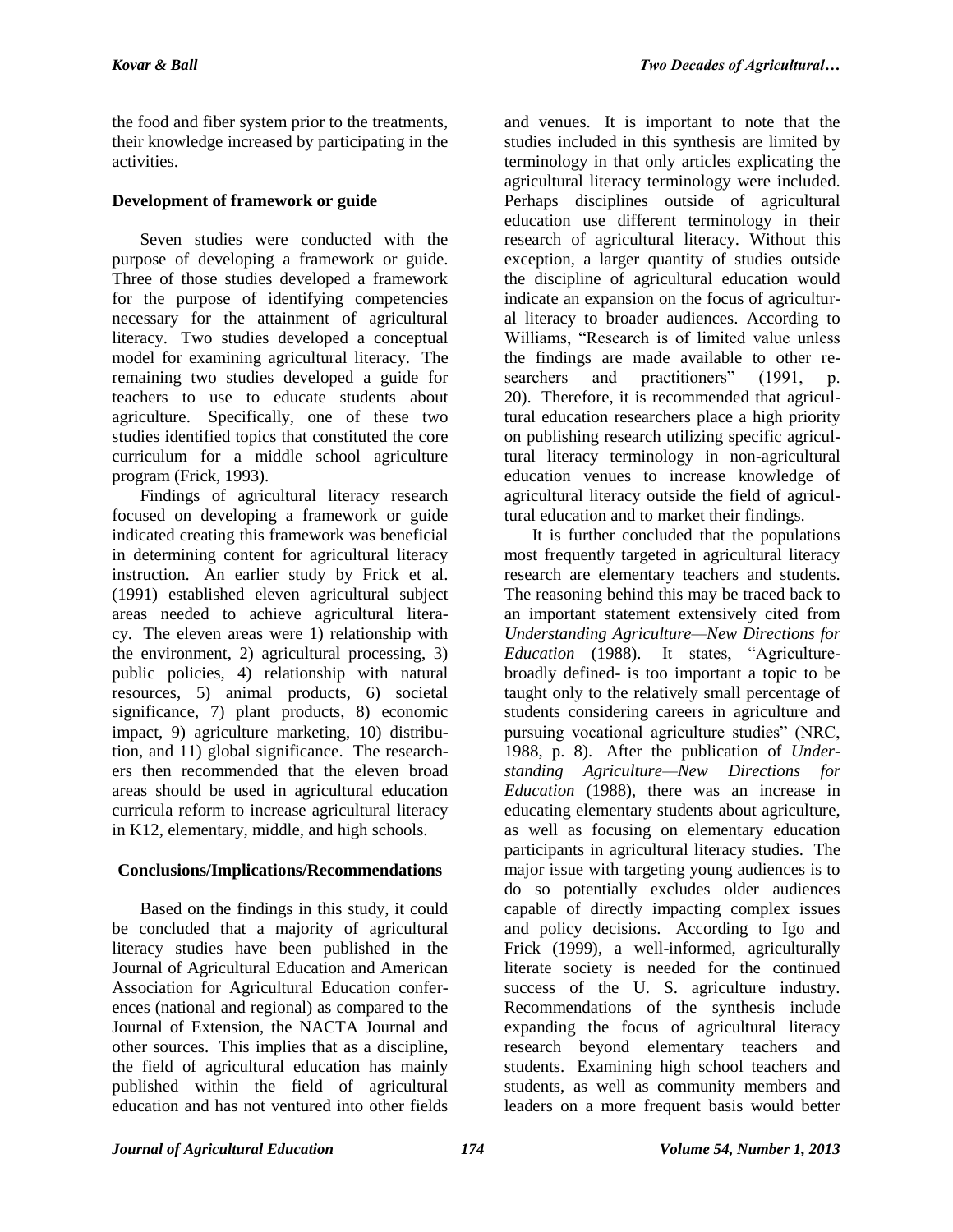the food and fiber system prior to the treatments, their knowledge increased by participating in the activities.

### Development of framework or guide

Seven studies were conducted with the purpose of developing a framework or guide. Three of those studies developed a framework for the purpose of identifying competencies necessary for the attainment of agricultural literacy. Two studies developed a conceptual model for examining agricultural literacy. The remaining two studies developed a guide for teachers to use to educate students about agriculture. Specifically, one of these two studies identified topics that constituted the core curriculum for a middle school agriculture program (Frick, 1993).

Findings of agricultural literacy research focused on developing a framework or guide indicated creating this framework was beneficial in determining content for agricultural literacy instruction. An earlier study by Frick et al. (1991) established eleven agricultural subject areas needed to achieve agricultural literacy. The eleven areas were 1) relationship with the environment, 2) agricultural processing, 3) public policies, 4) relationship with natural resources, 5) animal products, 6) societal significance, 7) plant products, 8) economic impact, 9) agriculture marketing, 10) distribution, and 11) global significance. The researchers then recommended that the eleven broad areas should be used in agricultural education curricula reform to increase agricultural literacy in K12, elementary, middle, and high schools.

## Conclusions/Implications/Recommendations

Based on the findings in this study, it could be concluded that a majority of agricultural literacy studies have been published in the Journal of Agricultural Education and American Association for Agricultural Education conferences (national and regional) as compared to the Journal of Extension, the NACTA Journal and other sources. This implies that as a discipline, the field of agricultural education has mainly published within the field of agricultural education and has not ventured into other fields and venues. It is important to note that the studies included in this synthesis are limited by terminology in that only articles explicating the agricultural literacy terminology were included. Perhaps disciplines outside of agricultural education use different terminology in their research of agricultural literacy. Without this exception, a larger quantity of studies outside the discipline of agricultural education would indicate an expansion on the focus of agricultural literacy to broader audiences. According to Williams, "Research is of limited value unless the findings are made available to other researchers and practitioners" (1991, p. 20). Therefore, it is recommended that agricultural education researchers place a high priority on publishing research utilizing specific agricultural literacy terminology in non-agricultural education venues to increase knowledge of agricultural literacy outside the field of agricultural education and to market their findings.

It is further concluded that the populations most frequently targeted in agricultural literacy research are elementary teachers and students. The reasoning behind this may be traced back to an important statement extensively cited from *Understanding Agriculture—New Directions for Education* (1988). It states, "Agriculture-broadly defined- is too important a topic to be taught only to the relatively small percentage of students considering careers in agriculture and pursuing vocational agriculture studies" (NRC, 1988, p. 8). After the publication of *Understanding Agriculture—New Directions for Education* (1988), there was an increase in educating elementary students about agriculture, as well as focusing on elementary education participants in agricultural literacy studies. The major issue with targeting young audiences is to do so potentially excludes older audiences capable of directly impacting complex issues and policy decisions. According to Igo and Frick (1999), a well-informed, agriculturally literate society is needed for the continued success of the U. S. agriculture industry. Recommendations of the synthesis include expanding the focus of agricultural literacy research beyond elementary teachers and students. Examining high school teachers and students, as well as community members and leaders on a more frequent basis would better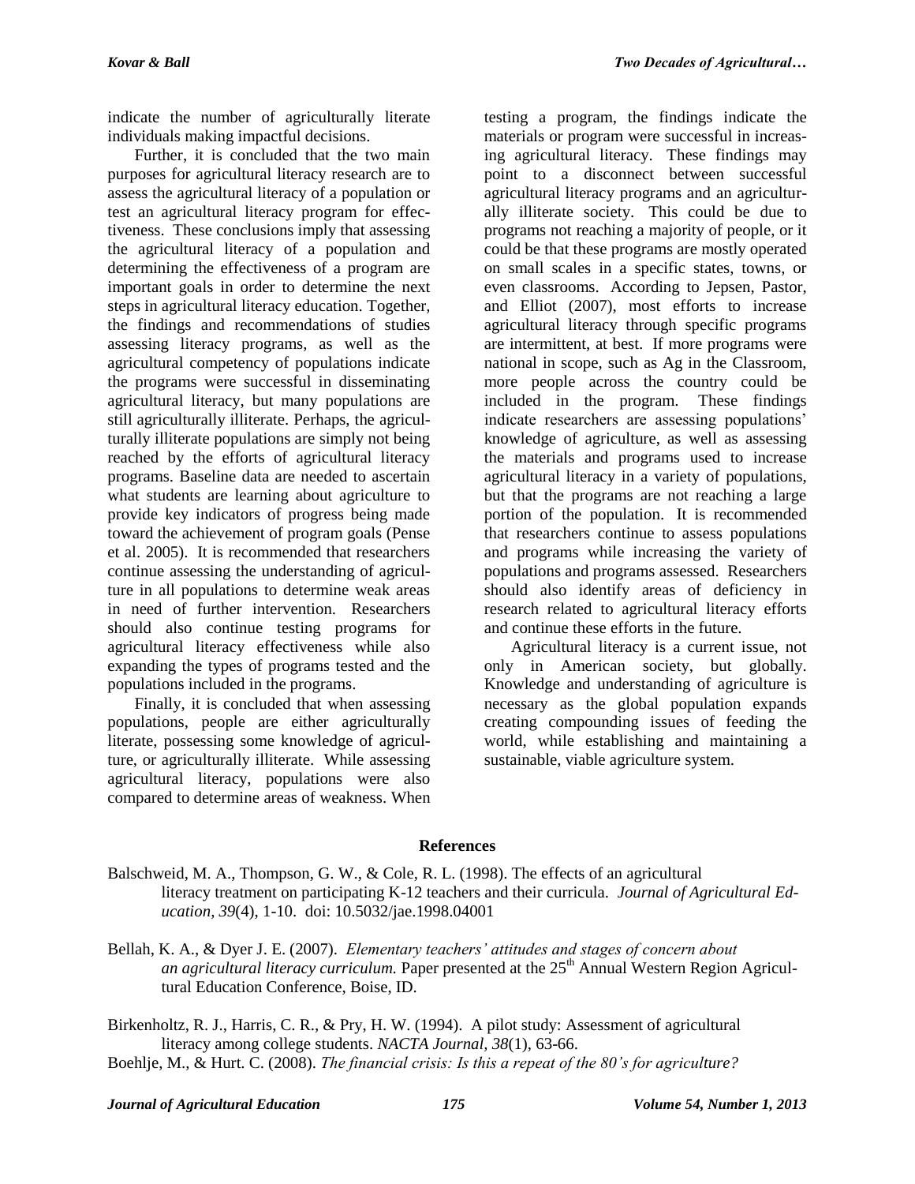indicate the number of agriculturally literate individuals making impactful decisions.

Further, it is concluded that the two main purposes for agricultural literacy research are to assess the agricultural literacy of a population or test an agricultural literacy program for effectiveness. These conclusions imply that assessing the agricultural literacy of a population and determining the effectiveness of a program are important goals in order to determine the next steps in agricultural literacy education. Together, the findings and recommendations of studies assessing literacy programs, as well as the agricultural competency of populations indicate the programs were successful in disseminating agricultural literacy, but many populations are still agriculturally illiterate. Perhaps, the agriculturally illiterate populations are simply not being reached by the efforts of agricultural literacy programs. Baseline data are needed to ascertain what students are learning about agriculture to provide key indicators of progress being made toward the achievement of program goals (Pense et al. 2005). It is recommended that researchers continue assessing the understanding of agriculture in all populations to determine weak areas in need of further intervention. Researchers should also continue testing programs for agricultural literacy effectiveness while also expanding the types of programs tested and the populations included in the programs.

Finally, it is concluded that when assessing populations, people are either agriculturally literate, possessing some knowledge of agriculture, or agriculturally illiterate. While assessing agricultural literacy, populations were also compared to determine areas of weakness. When testing a program, the findings indicate the materials or program were successful in increasing agricultural literacy. These findings may point to a disconnect between successful agricultural literacy programs and an agriculturally illiterate society. This could be due to programs not reaching a majority of people, or it could be that these programs are mostly operated on small scales in a specific states, towns, or even classrooms. According to Jepsen, Pastor, and Elliot (2007), most efforts to increase agricultural literacy through specific programs are intermittent, at best. If more programs were national in scope, such as Ag in the Classroom, more people across the country could be included in the program. These findings indicate researchers are assessing populations' knowledge of agriculture, as well as assessing the materials and programs used to increase agricultural literacy in a variety of populations, but that the programs are not reaching a large portion of the population. It is recommended that researchers continue to assess populations and programs while increasing the variety of populations and programs assessed. Researchers should also identify areas of deficiency in research related to agricultural literacy efforts and continue these efforts in the future.

Agricultural literacy is a current issue, not only in American society, but globally. Knowledge and understanding of agriculture is necessary as the global population expands creating compounding issues of feeding the world, while establishing and maintaining a sustainable, viable agriculture system.

## References

Balschweid, M. A., Thompson, G. W., & Cole, R. L. (1998). The effects of an agricultural literacy treatment on participating K-12 teachers and their curricula. *Journal of Agricultural Education*, *39*(4), 1-10. doi: 10.5032/jae.1998.04001

Bellah, K. A., & Dyer J. E. (2007). *Elementary teachers' attitudes and stages of concern about an agricultural literacy curriculum.* Paper presented at the 25th Annual Western Region Agricultural Education Conference, Boise, ID.

Birkenholtz, R. J., Harris, C. R., & Pry, H. W. (1994). A pilot study: Assessment of agricultural literacy among college students. *NACTA Journal*, *38*(1), 63-66.

Boehlje, M., & Hurt. C. (2008). *The financial crisis: Is this a repeat of the 80's for agriculture?*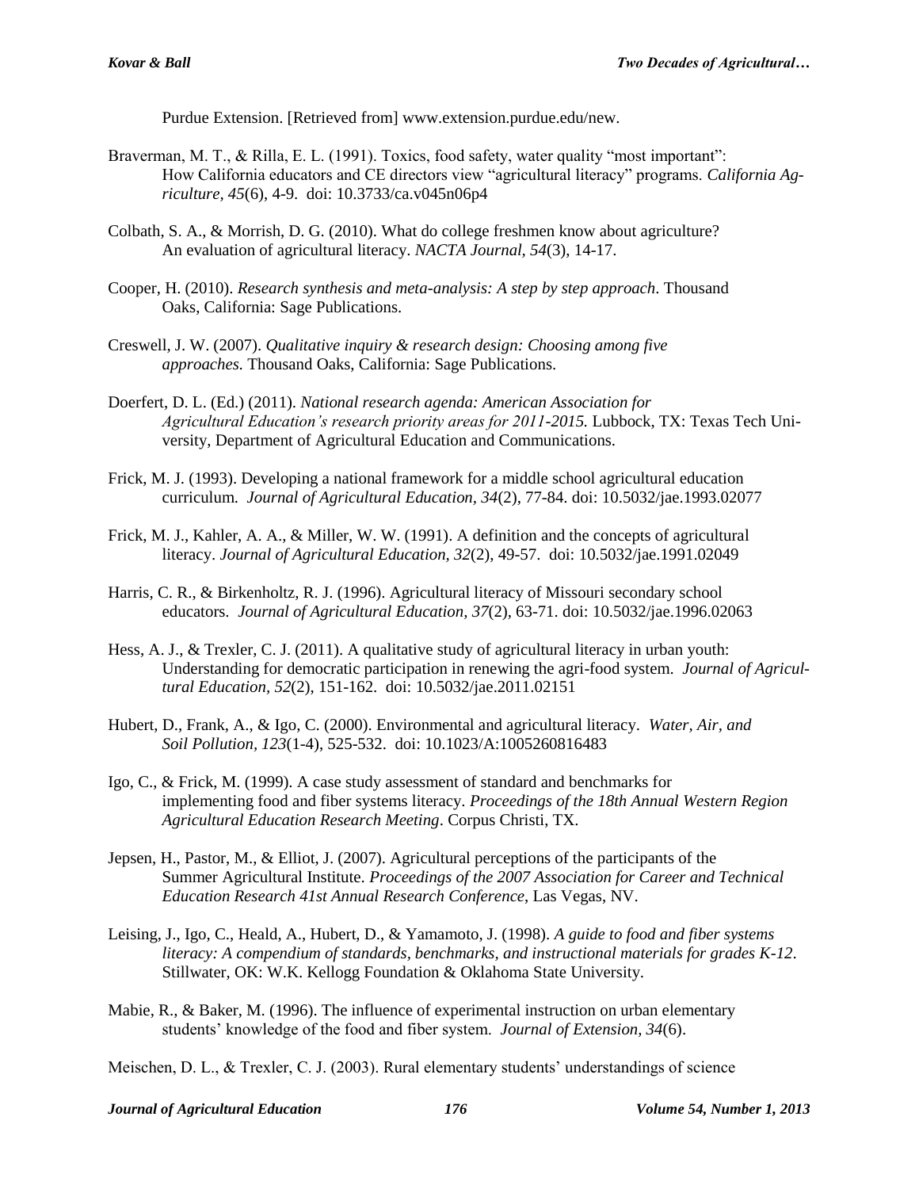Purdue Extension. [Retrieved from] www.extension.purdue.edu/new.

Braverman, M. T., & Rilla, E. L. (1991). Toxics, food safety, water quality "most important": How California educators and CE directors view "agricultural literacy" programs. *California Agriculture, 45*(6), 4-9. doi: 10.3733/ca.v045n06p4

Colbath, S. A., & Morrish, D. G. (2010). What do college freshmen know about agriculture? An evaluation of agricultural literacy. *NACTA Journal, 54*(3), 14-17.

Cooper, H. (2010). *Research synthesis and meta-analysis: A step by step approach*. Thousand Oaks, California: Sage Publications.

Creswell, J. W. (2007). *Qualitative inquiry & research design: Choosing among five approaches.* Thousand Oaks, California: Sage Publications.

Doerfert, D. L. (Ed.) (2011). *National research agenda: American Association for Agricultural Education's research priority areas for 2011-2015.* Lubbock, TX: Texas Tech University, Department of Agricultural Education and Communications.

Frick, M. J. (1993). Developing a national framework for a middle school agricultural education curriculum. *Journal of Agricultural Education, 34*(2), 77-84. doi: 10.5032/jae.1993.02077

Frick, M. J., Kahler, A. A., & Miller, W. W. (1991). A definition and the concepts of agricultural literacy. *Journal of Agricultural Education, 32*(2), 49-57. doi: 10.5032/jae.1991.02049

Harris, C. R., & Birkenholtz, R. J. (1996). Agricultural literacy of Missouri secondary school educators. *Journal of Agricultural Education, 37*(2), 63-71. doi: 10.5032/jae.1996.02063

Hess, A. J., & Trexler, C. J. (2011). A qualitative study of agricultural literacy in urban youth: Understanding for democratic participation in renewing the agri-food system. *Journal of Agricultural Education, 52*(2), 151-162. doi: 10.5032/jae.2011.02151

Hubert, D., Frank, A., & Igo, C. (2000). Environmental and agricultural literacy. *Water, Air, and Soil Pollution, 123*(1-4), 525-532. doi: 10.1023/A:1005260816483

Igo, C., & Frick, M. (1999). A case study assessment of standard and benchmarks for implementing food and fiber systems literacy. *Proceedings of the 18th Annual Western Region Agricultural Education Research Meeting*. Corpus Christi, TX.

Jepsen, H., Pastor, M., & Elliot, J. (2007). Agricultural perceptions of the participants of the Summer Agricultural Institute. *Proceedings of the 2007 Association for Career and Technical Education Research 41st Annual Research Conference*, Las Vegas, NV.

Leising, J., Igo, C., Heald, A., Hubert, D., & Yamamoto, J. (1998). *A guide to food and fiber systems literacy: A compendium of standards, benchmarks, and instructional materials for grades K-12*. Stillwater, OK: W.K. Kellogg Foundation & Oklahoma State University.

Mabie, R., & Baker, M. (1996). The influence of experimental instruction on urban elementary students' knowledge of the food and fiber system. *Journal of Extension, 34*(6).

Meischen, D. L., & Trexler, C. J. (2003). Rural elementary students' understandings of science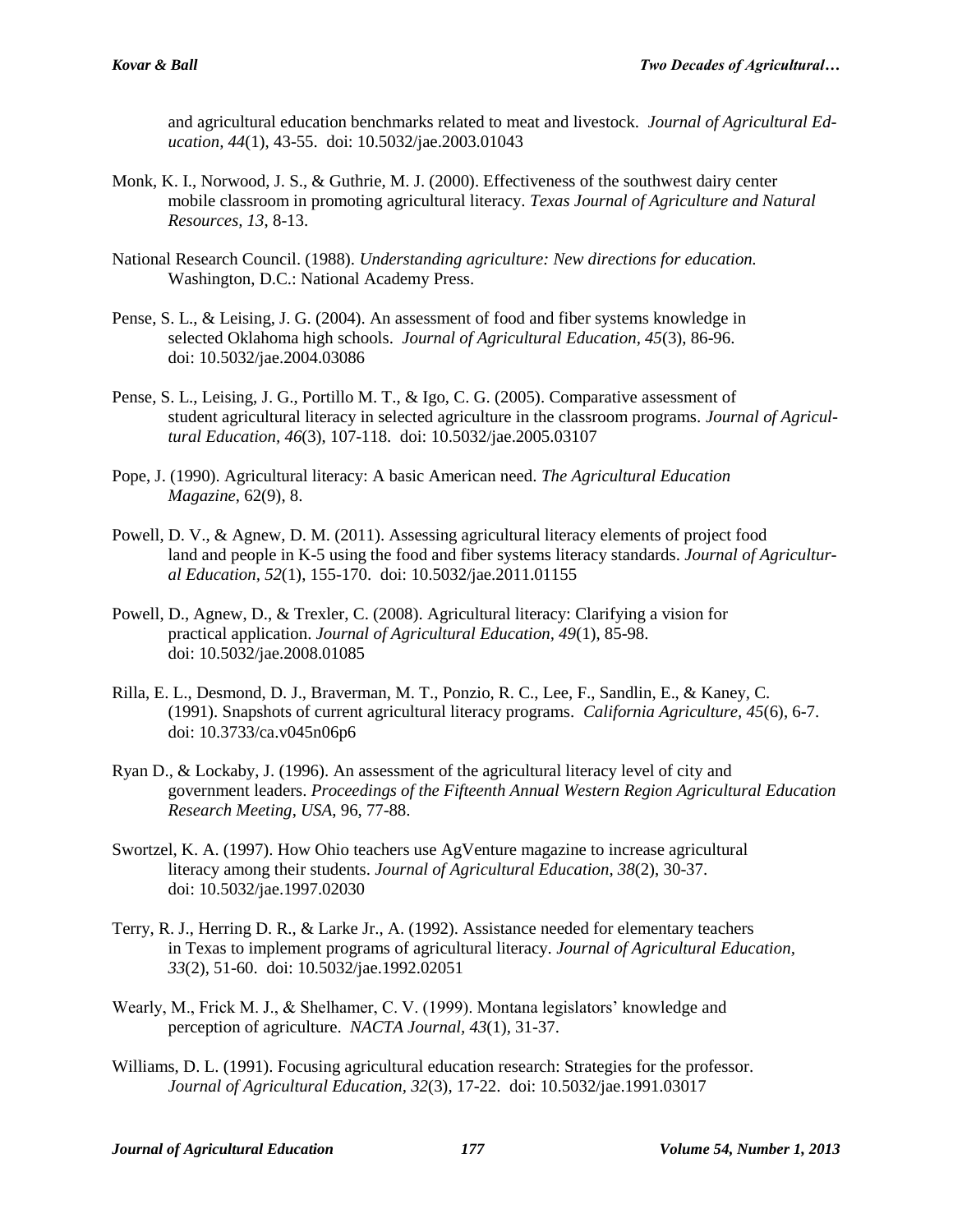and agricultural education benchmarks related to meat and livestock. *Journal of Agricultural Education*, *44*(1), 43-55. doi: 10.5032/jae.2003.01043

Monk, K. I., Norwood, J. S., & Guthrie, M. J. (2000). Effectiveness of the southwest dairy center mobile classroom in promoting agricultural literacy. *Texas Journal of Agriculture and Natural Resources, 13*, 8-13.

National Research Council. (1988). *Understanding agriculture: New directions for education.* Washington, D.C.: National Academy Press.

Pense, S. L., & Leising, J. G. (2004). An assessment of food and fiber systems knowledge in selected Oklahoma high schools. *Journal of Agricultural Education*, *45*(3), 86-96. doi: 10.5032/jae.2004.03086

Pense, S. L., Leising, J. G., Portillo M. T., & Igo, C. G. (2005). Comparative assessment of student agricultural literacy in selected agriculture in the classroom programs. *Journal of Agricultural Education, 46*(3), 107-118. doi: 10.5032/jae.2005.03107

Pope, J. (1990). Agricultural literacy: A basic American need. *The Agricultural Education Magazine*, 62(9), 8.

Powell, D. V., & Agnew, D. M. (2011). Assessing agricultural literacy elements of project food land and people in K-5 using the food and fiber systems literacy standards. *Journal of Agricultural Education*, *52*(1), 155-170. doi: 10.5032/jae.2011.01155

Powell, D., Agnew, D., & Trexler, C. (2008). Agricultural literacy: Clarifying a vision for practical application. *Journal of Agricultural Education*, *49*(1), 85-98. doi: 10.5032/jae.2008.01085

Rilla, E. L., Desmond, D. J., Braverman, M. T., Ponzio, R. C., Lee, F., Sandlin, E., & Kaney, C. (1991). Snapshots of current agricultural literacy programs. *California Agriculture*, *45*(6), 6-7. doi: 10.3733/ca.v045n06p6

Ryan D., & Lockaby, J. (1996). An assessment of the agricultural literacy level of city and government leaders. *Proceedings of the Fifteenth Annual Western Region Agricultural Education Research Meeting, USA*, 96, 77-88.

Swortzel, K. A. (1997). How Ohio teachers use AgVenture magazine to increase agricultural literacy among their students. *Journal of Agricultural Education*, *38*(2), 30-37. doi: 10.5032/jae.1997.02030

Terry, R. J., Herring D. R., & Larke Jr., A. (1992). Assistance needed for elementary teachers in Texas to implement programs of agricultural literacy. *Journal of Agricultural Education*, *33*(2), 51-60. doi: 10.5032/jae.1992.02051

Wearly, M., Frick M. J., & Shelhamer, C. V. (1999). Montana legislators' knowledge and perception of agriculture. *NACTA Journal*, *43*(1), 31-37.

Williams, D. L. (1991). Focusing agricultural education research: Strategies for the professor. *Journal of Agricultural Education*, *32*(3), 17-22. doi: 10.5032/jae.1991.03017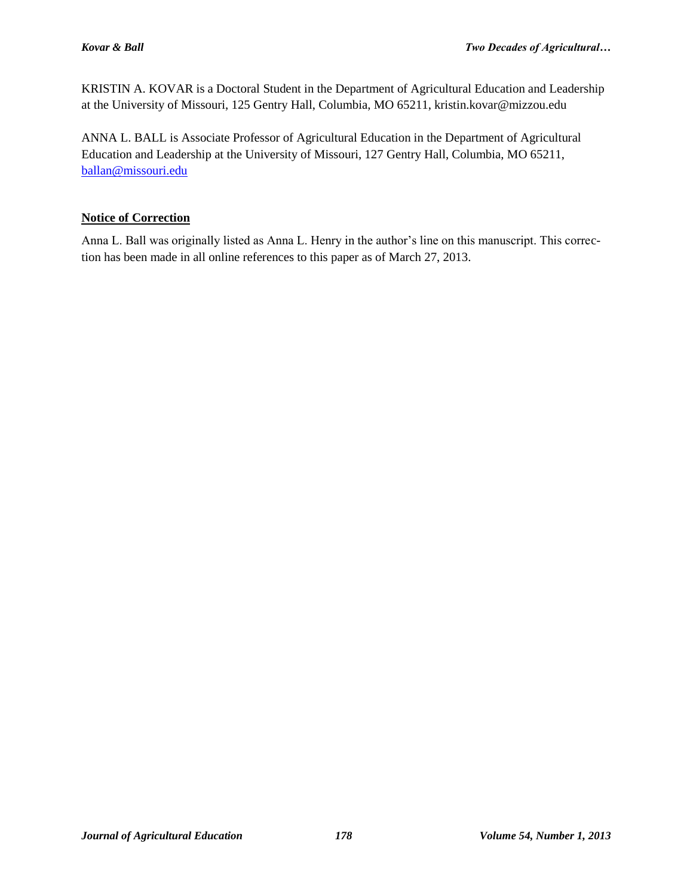KRISTIN A. KOVAR is a Doctoral Student in the Department of Agricultural Education and Leadership at the University of Missouri, 125 Gentry Hall, Columbia, MO 65211, kristin.kovar@mizzou.edu

ANNA L. BALL is Associate Professor of Agricultural Education in the Department of Agricultural Education and Leadership at the University of Missouri, 127 Gentry Hall, Columbia, MO 65211, ballan@missouri.edu

**Notice of Correction**

Anna L. Ball was originally listed as Anna L. Henry in the author's line on this manuscript. This correction has been made in all online references to this paper as of March 27, 2013.